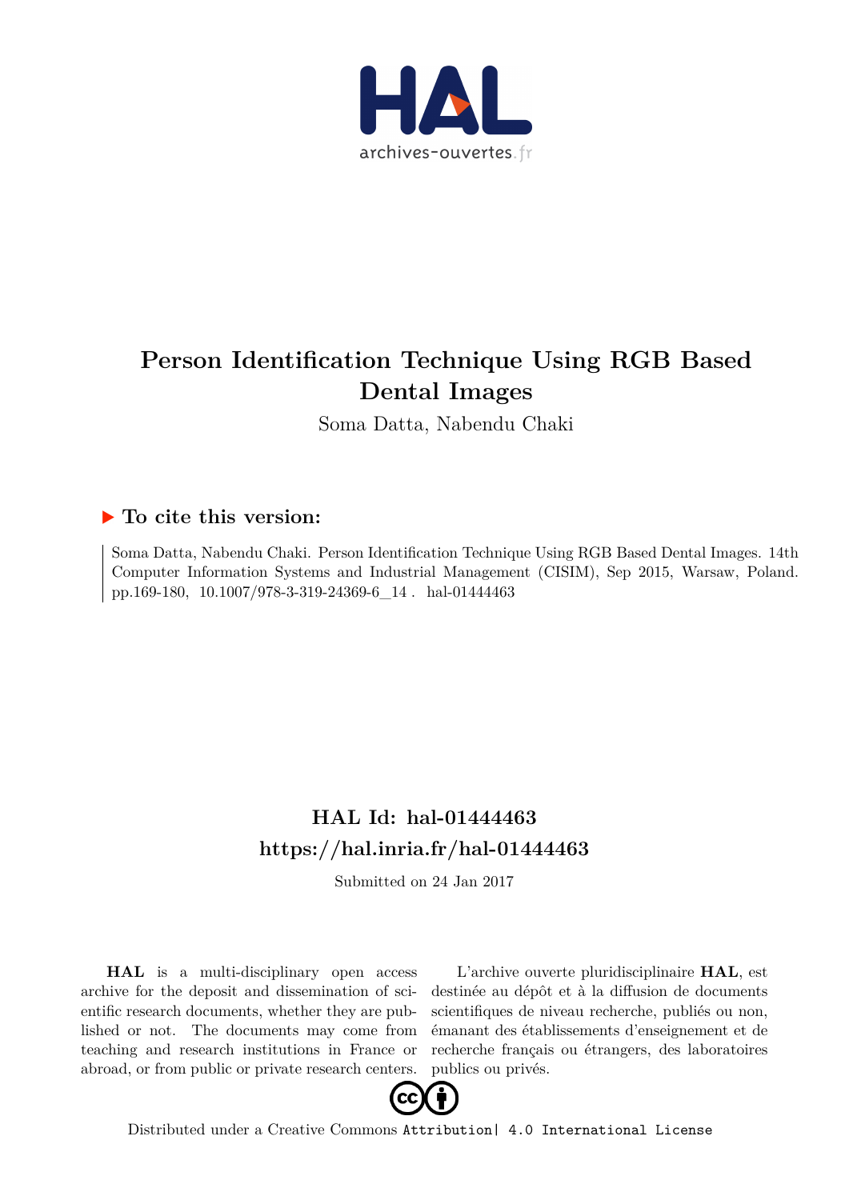# Person Identification Technique Using RGB Based Dental Images

Soma Datta, Nabendu Chaki

## ▶ To cite this version:

Soma Datta, Nabendu Chaki. Person Identification Technique Using RGB Based Dental Images. 14th Computer Information Systems and Industrial Management (CISIM), Sep 2015, Warsaw, Poland. pp.169-180, 10.1007/978-3-319-24369-6_14 . hal-01444463

## HAL Id: hal-01444463
## https://hal.inria.fr/hal-01444463

Submitted on 24 Jan 2017

**HAL** is a multi-disciplinary open access archive for the deposit and dissemination of scientific research documents, whether they are published or not. The documents may come from teaching and research institutions in France or abroad, or from public or private research centers.

L'archive ouverte pluridisciplinaire **HAL**, est destinée au dépôt et à la diffusion de documents scientifiques de niveau recherche, publiés ou non, émanant des établissements d'enseignement et de recherche français ou étrangers, des laboratoires publics ou privés.

Distributed under a Creative Commons Attribution| 4.0 International License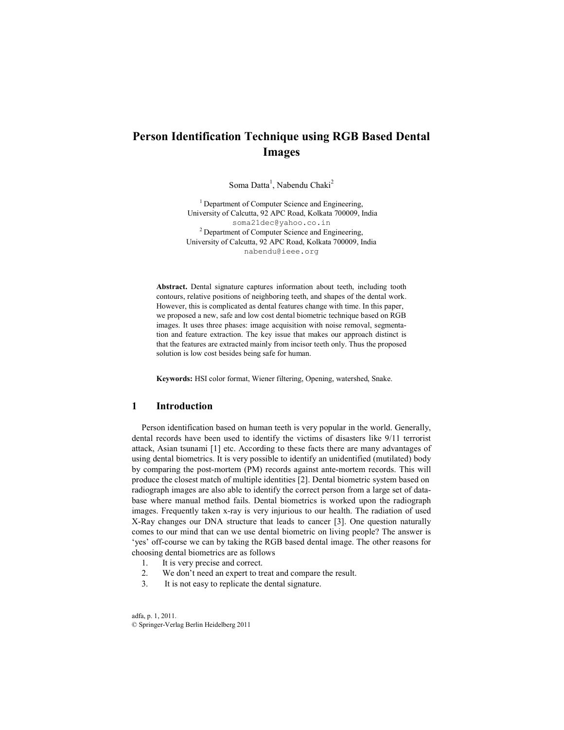# Person Identification Technique using RGB Based Dental Images

Soma Datta[1], Nabendu Chaki[2]

[1] Department of Computer Science and Engineering, University of Calcutta, 92 APC Road, Kolkata 700009, India
soma21dec@yahoo.co.in

[2] Department of Computer Science and Engineering, University of Calcutta, 92 APC Road, Kolkata 700009, India
nabendu@ieee.org

**Abstract.** Dental signature captures information about teeth, including tooth contours, relative positions of neighboring teeth, and shapes of the dental work. However, this is complicated as dental features change with time. In this paper, we proposed a new, safe and low cost dental biometric technique based on RGB images. It uses three phases: image acquisition with noise removal, segmentation and feature extraction. The key issue that makes our approach distinct is that the features are extracted mainly from incisor teeth only. Thus the proposed solution is low cost besides being safe for human.

**Keywords:** HSI color format, Wiener filtering, Opening, watershed, Snake.

## 1 Introduction

Person identification based on human teeth is very popular in the world. Generally, dental records have been used to identify the victims of disasters like 9/11 terrorist attack, Asian tsunami [1] etc. According to these facts there are many advantages of using dental biometrics. It is very possible to identify an unidentified (mutilated) body by comparing the post-mortem (PM) records against ante-mortem records. This will produce the closest match of multiple identities [2]. Dental biometric system based on radiograph images are also able to identify the correct person from a large set of database where manual method fails. Dental biometrics is worked upon the radiograph images. Frequently taken x-ray is very injurious to our health. The radiation of used X-Ray changes our DNA structure that leads to cancer [3]. One question naturally comes to our mind that can we use dental biometric on living people? The answer is 'yes' off-course we can by taking the RGB based dental image. The other reasons for choosing dental biometrics are as follows

1. It is very precise and correct.
2. We don't need an expert to treat and compare the result.
3. It is not easy to replicate the dental signature.

adfa, p. 1, 2011.
© Springer-Verlag Berlin Heidelberg 2011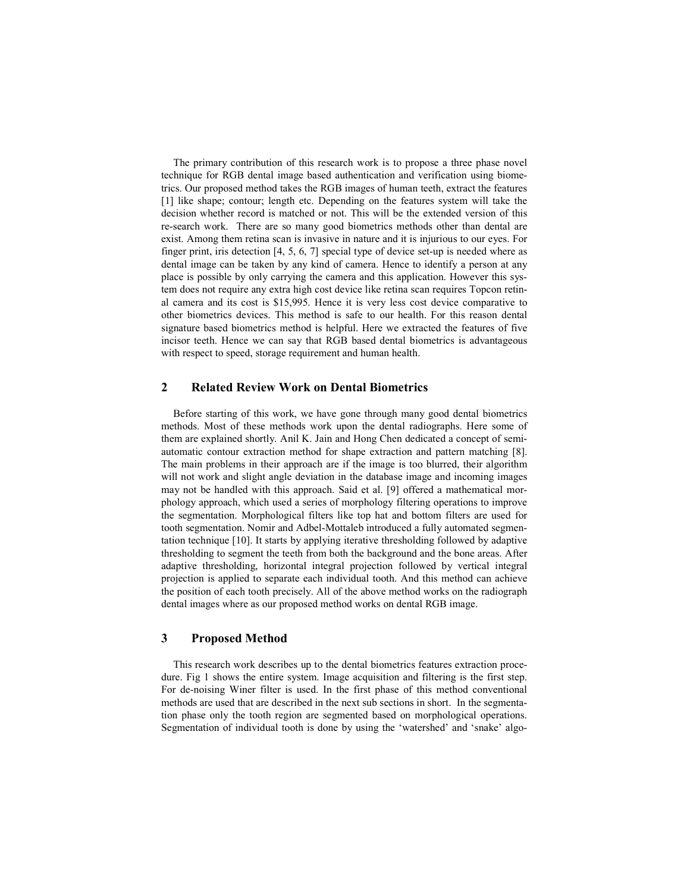The primary contribution of this research work is to propose a three phase novel technique for RGB dental image based authentication and verification using biometrics. Our proposed method takes the RGB images of human teeth, extract the features [1] like shape; contour; length etc. Depending on the features system will take the decision whether record is matched or not. This will be the extended version of this re-search work. There are so many good biometrics methods other than dental are exist. Among them retina scan is invasive in nature and it is injurious to our eyes. For finger print, iris detection [4, 5, 6, 7] special type of device set-up is needed where as dental image can be taken by any kind of camera. Hence to identify a person at any place is possible by only carrying the camera and this application. However this system does not require any extra high cost device like retina scan requires Topcon retinal camera and its cost is $15,995. Hence it is very less cost device comparative to other biometrics devices. This method is safe to our health. For this reason dental signature based biometrics method is helpful. Here we extracted the features of five incisor teeth. Hence we can say that RGB based dental biometrics is advantageous with respect to speed, storage requirement and human health.

## 2 Related Review Work on Dental Biometrics

Before starting of this work, we have gone through many good dental biometrics methods. Most of these methods work upon the dental radiographs. Here some of them are explained shortly. Anil K. Jain and Hong Chen dedicated a concept of semi-automatic contour extraction method for shape extraction and pattern matching [8]. The main problems in their approach are if the image is too blurred, their algorithm will not work and slight angle deviation in the database image and incoming images may not be handled with this approach. Said et al. [9] offered a mathematical morphology approach, which used a series of morphology filtering operations to improve the segmentation. Morphological filters like top hat and bottom filters are used for tooth segmentation. Nomir and Adbel-Mottaleb introduced a fully automated segmentation technique [10]. It starts by applying iterative thresholding followed by adaptive thresholding to segment the teeth from both the background and the bone areas. After adaptive thresholding, horizontal integral projection followed by vertical integral projection is applied to separate each individual tooth. And this method can achieve the position of each tooth precisely. All of the above method works on the radiograph dental images where as our proposed method works on dental RGB image.

## 3 Proposed Method

This research work describes up to the dental biometrics features extraction procedure. Fig 1 shows the entire system. Image acquisition and filtering is the first step. For de-noising Winer filter is used. In the first phase of this method conventional methods are used that are described in the next sub sections in short. In the segmentation phase only the tooth region are segmented based on morphological operations. Segmentation of individual tooth is done by using the 'watershed' and 'snake' algo-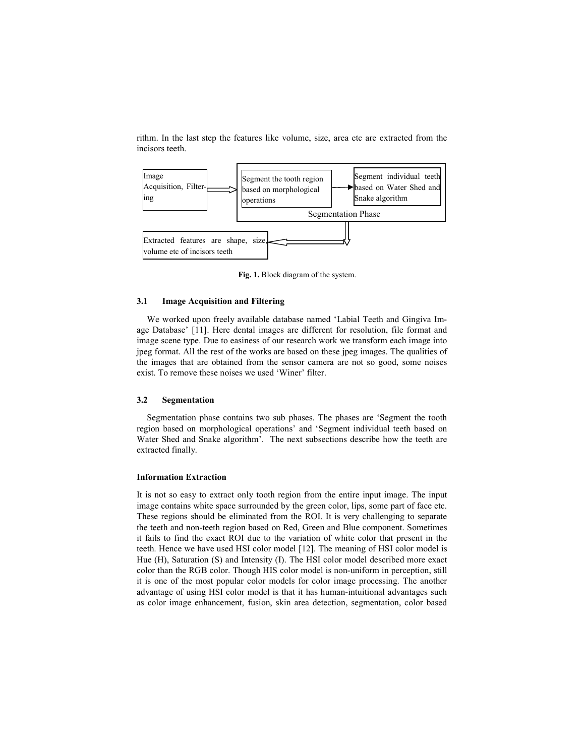rithm. In the last step the features like volume, size, area etc are extracted from the incisors teeth.

Image Acquisition, Filtering → Segment the tooth region based on morphological operations → Segment individual teeth based on Water Shed and Snake algorithm

Segmentation Phase

Extracted features are shape, size, volume etc of incisors teeth

**Fig. 1.** Block diagram of the system.

### 3.1 Image Acquisition and Filtering

We worked upon freely available database named 'Labial Teeth and Gingiva Image Database' [11]. Here dental images are different for resolution, file format and image scene type. Due to easiness of our research work we transform each image into jpeg format. All the rest of the works are based on these jpeg images. The qualities of the images that are obtained from the sensor camera are not so good, some noises exist. To remove these noises we used 'Winer' filter.

### 3.2 Segmentation

Segmentation phase contains two sub phases. The phases are 'Segment the tooth region based on morphological operations' and 'Segment individual teeth based on Water Shed and Snake algorithm'. The next subsections describe how the teeth are extracted finally.

#### Information Extraction

It is not so easy to extract only tooth region from the entire input image. The input image contains white space surrounded by the green color, lips, some part of face etc. These regions should be eliminated from the ROI. It is very challenging to separate the teeth and non-teeth region based on Red, Green and Blue component. Sometimes it fails to find the exact ROI due to the variation of white color that present in the teeth. Hence we have used HSI color model [12]. The meaning of HSI color model is Hue (H), Saturation (S) and Intensity (I). The HSI color model described more exact color than the RGB color. Though HIS color model is non-uniform in perception, still it is one of the most popular color models for color image processing. The another advantage of using HSI color model is that it has human-intuitional advantages such as color image enhancement, fusion, skin area detection, segmentation, color based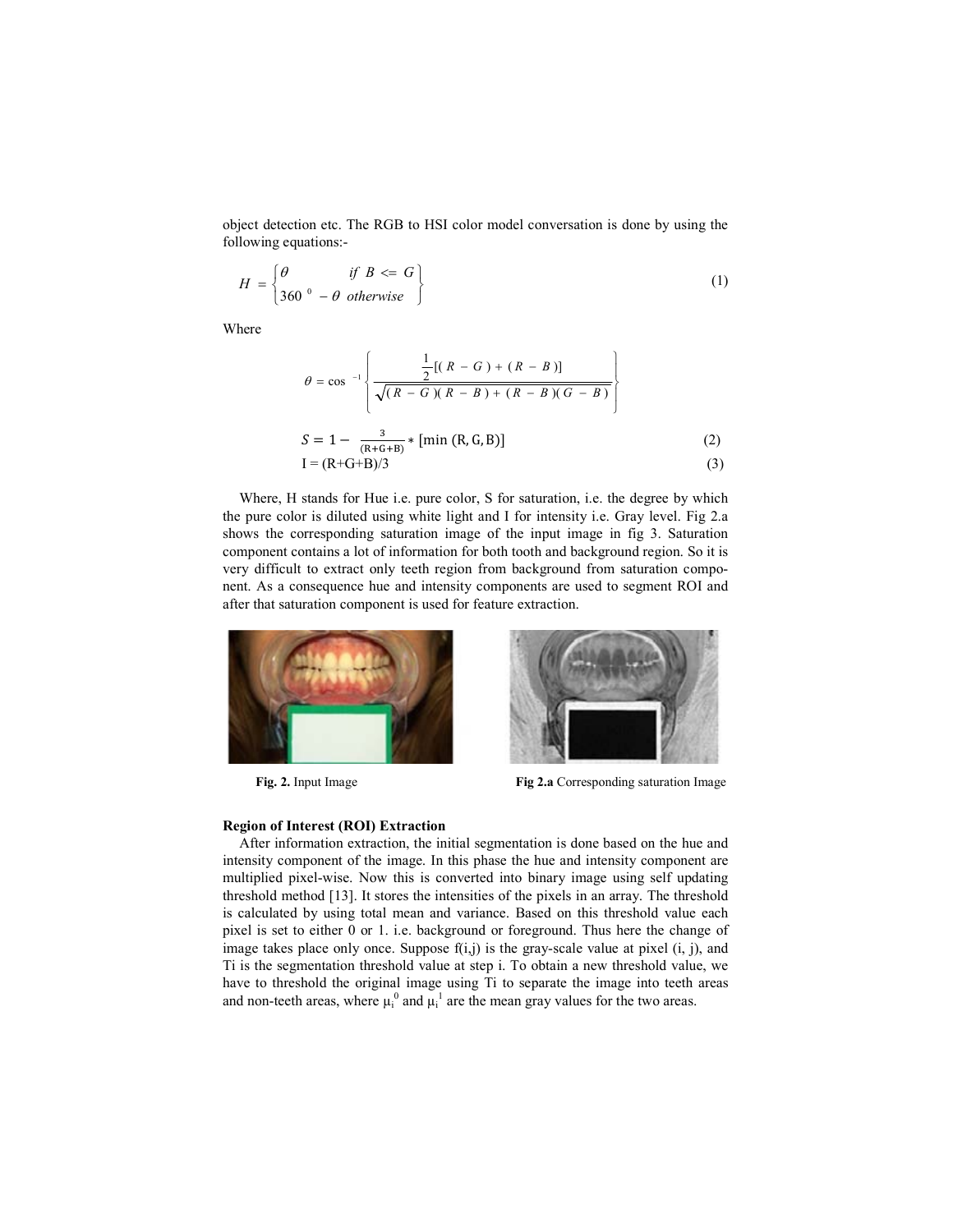object detection etc. The RGB to HSI color model conversation is done by using the following equations:-

$$H = \begin{cases} \theta & \text{if } B <= G \\ 360^0 - \theta & \text{otherwise} \end{cases} \tag{1}$$

Where

$$\theta = \cos^{-1}\left\{ \frac{\frac{1}{2}[(R-G)+(R-B)]}{\sqrt{(R-G)(R-B)+(R-B)(G-B)}} \right\}$$

$$S = 1 - \frac{3}{(R+G+B)} * [\min(R, G, B)] \tag{2}$$

$$I = (R+G+B)/3 \tag{3}$$

Where, H stands for Hue i.e. pure color, S for saturation, i.e. the degree by which the pure color is diluted using white light and I for intensity i.e. Gray level. Fig 2.a shows the corresponding saturation image of the input image in fig 3. Saturation component contains a lot of information for both tooth and background region. So it is very difficult to extract only teeth region from background from saturation component. As a consequence hue and intensity components are used to segment ROI and after that saturation component is used for feature extraction.

**Fig. 2.** Input Image

**Fig 2.a** Corresponding saturation Image

**Region of Interest (ROI) Extraction**

After information extraction, the initial segmentation is done based on the hue and intensity component of the image. In this phase the hue and intensity component are multiplied pixel-wise. Now this is converted into binary image using self updating threshold method [13]. It stores the intensities of the pixels in an array. The threshold is calculated by using total mean and variance. Based on this threshold value each pixel is set to either 0 or 1. i.e. background or foreground. Thus here the change of image takes place only once. Suppose f(i,j) is the gray-scale value at pixel (i, j), and Ti is the segmentation threshold value at step i. To obtain a new threshold value, we have to threshold the original image using Ti to separate the image into teeth areas and non-teeth areas, where $\mu_i^0$ and $\mu_i^1$ are the mean gray values for the two areas.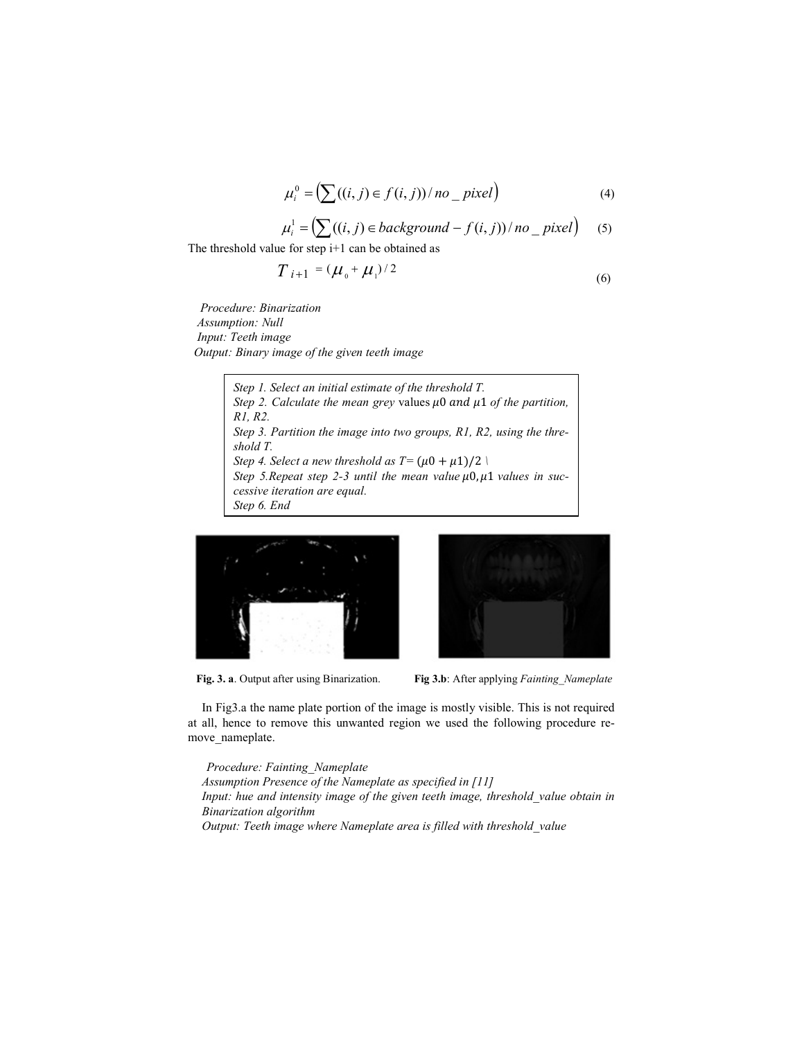$$\mu_i^0 = \left(\sum ((i,j) \in f(i,j)) / no\_pixel\right) \quad (4)$$

$$\mu_i^1 = \left(\sum ((i,j) \in background - f(i,j)) / no\_pixel\right) \quad (5)$$

The threshold value for step i+1 can be obtained as

$$T_{i+1} = (\mu_0 + \mu_1)/2 \quad (6)$$

*Procedure: Binarization*
*Assumption: Null*
*Input: Teeth image*
*Output: Binary image of the given teeth image*

*Step 1. Select an initial estimate of the threshold T.*
*Step 2. Calculate the mean grey* values $\mu 0$ *and* $\mu 1$ *of the partition, R1, R2.*
*Step 3. Partition the image into two groups, R1, R2, using the threshold T.*
*Step 4. Select a new threshold as T=* $(\mu 0 + \mu 1)/2$ \
*Step 5.Repeat step 2-3 until the mean value* $\mu 0, \mu 1$ *values in successive iteration are equal.*
*Step 6. End*

**Fig. 3. a**. Output after using Binarization. **Fig 3.b**: After applying *Fainting_Nameplate*

In Fig3.a the name plate portion of the image is mostly visible. This is not required at all, hence to remove this unwanted region we used the following procedure remove_nameplate.

*Procedure: Fainting_Nameplate*
*Assumption Presence of the Nameplate as specified in [11]*
*Input: hue and intensity image of the given teeth image, threshold_value obtain in Binarization algorithm*
*Output: Teeth image where Nameplate area is filled with threshold_value*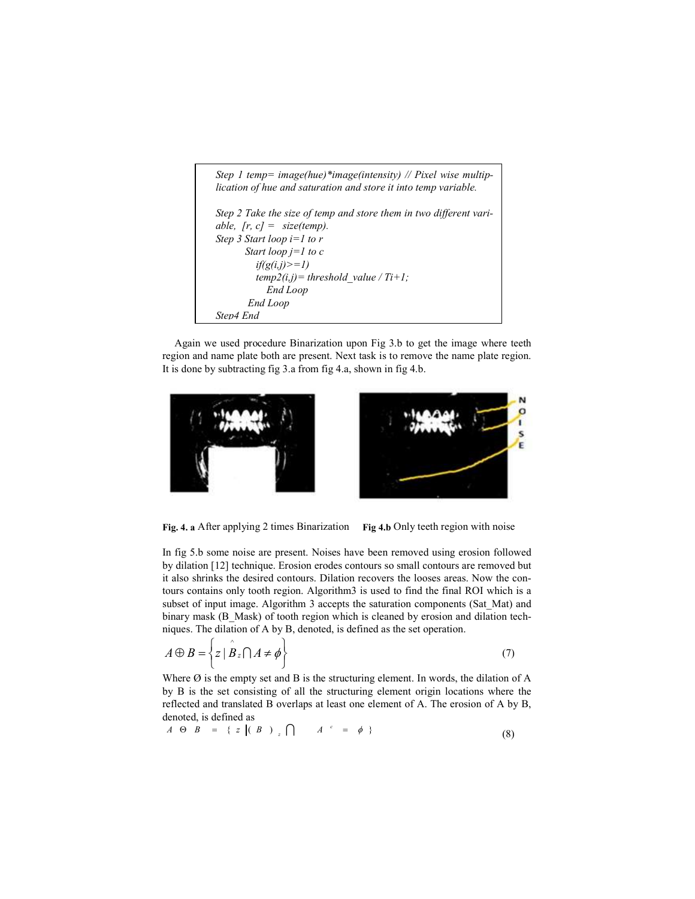```
Step 1 temp= image(hue)*image(intensity) // Pixel wise multip-
lication of hue and saturation and store it into temp variable.

Step 2 Take the size of temp and store them in two different vari-
able,  [r, c] =   size(temp).
Step 3 Start loop i=1 to r
         Start loop j=1 to c
            if(g(i,j)>=1)
            temp2(i,j)= threshold_value / Ti+1;
               End Loop
          End Loop
Step4 End
```

Again we used procedure Binarization upon Fig 3.b to get the image where teeth region and name plate both are present. Next task is to remove the name plate region. It is done by subtracting fig 3.a from fig 4.a, shown in fig 4.b.

**Fig. 4. a** After applying 2 times Binarization **Fig 4.b** Only teeth region with noise

In fig 5.b some noise are present. Noises have been removed using erosion followed by dilation [12] technique. Erosion erodes contours so small contours are removed but it also shrinks the desired contours. Dilation recovers the looses areas. Now the contours contains only tooth region. Algorithm3 is used to find the final ROI which is a subset of input image. Algorithm 3 accepts the saturation components (Sat_Mat) and binary mask (B_Mask) of tooth region which is cleaned by erosion and dilation techniques. The dilation of A by B, denoted, is defined as the set operation.

$$A \oplus B = \left\{ z \mid \hat{B}_z \cap A \neq \phi \right\} \tag{7}$$

Where Ø is the empty set and B is the structuring element. In words, the dilation of A by B is the set consisting of all the structuring element origin locations where the reflected and translated B overlaps at least one element of A. The erosion of A by B, denoted, is defined as

$$A \ominus B = \{ z \mid (B)_z \cap A^c = \phi \} \tag{8}$$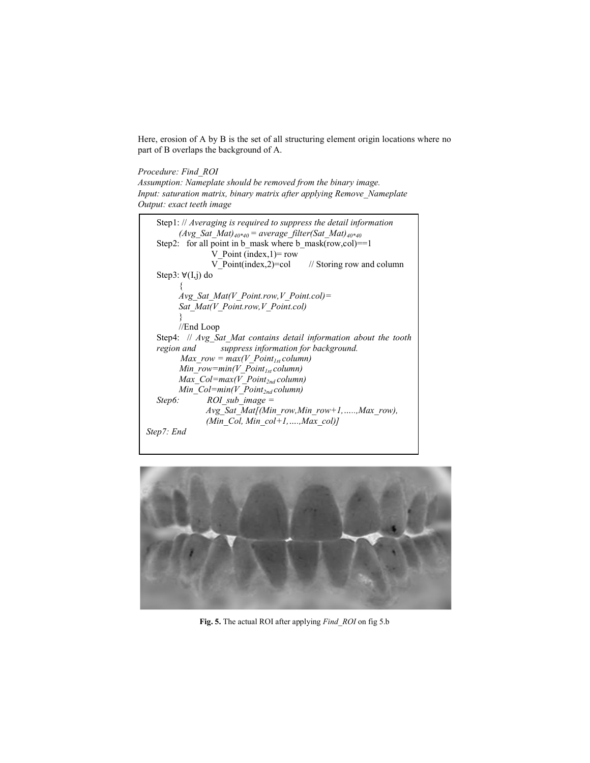Here, erosion of A by B is the set of all structuring element origin locations where no part of B overlaps the background of A.

*Procedure: Find_ROI*
*Assumption: Nameplate should be removed from the binary image.*
*Input: saturation matrix, binary matrix after applying Remove_Nameplate*
*Output: exact teeth image*

```
Step1: // Averaging is required to suppress the detail information
       (Avg_Sat_Mat)40*40 = average_filter(Sat_Mat)40*40
Step2:  for all point in b_mask where b_mask(row,col)==1
              V_Point (index,1)= row
              V_Point(index,2)=col        // Storing row and column
Step3: ∀(I,j) do
       {
       Avg_Sat_Mat(V_Point.row,V_Point.col)=
       Sat_Mat(V_Point.row,V_Point.col)
       }
       //End Loop
Step4:  // Avg_Sat_Mat contains detail information about the tooth
region and        suppress information for background.
        Max_row = max(V_Point1st column)
        Min_row=min(V_Point1st column)
        Max_Col=max(V_Point2nd column)
        Min_Col=min(V_Point2nd column)
Step6:        ROI_sub_image =
              Avg_Sat_Mat[(Min_row,Min_row+1,.....,Max_row),
              (Min_Col, Min_col+1,....,Max_col)]
Step7: End
```

**Fig. 5.** The actual ROI after applying *Find_ROI* on fig 5.b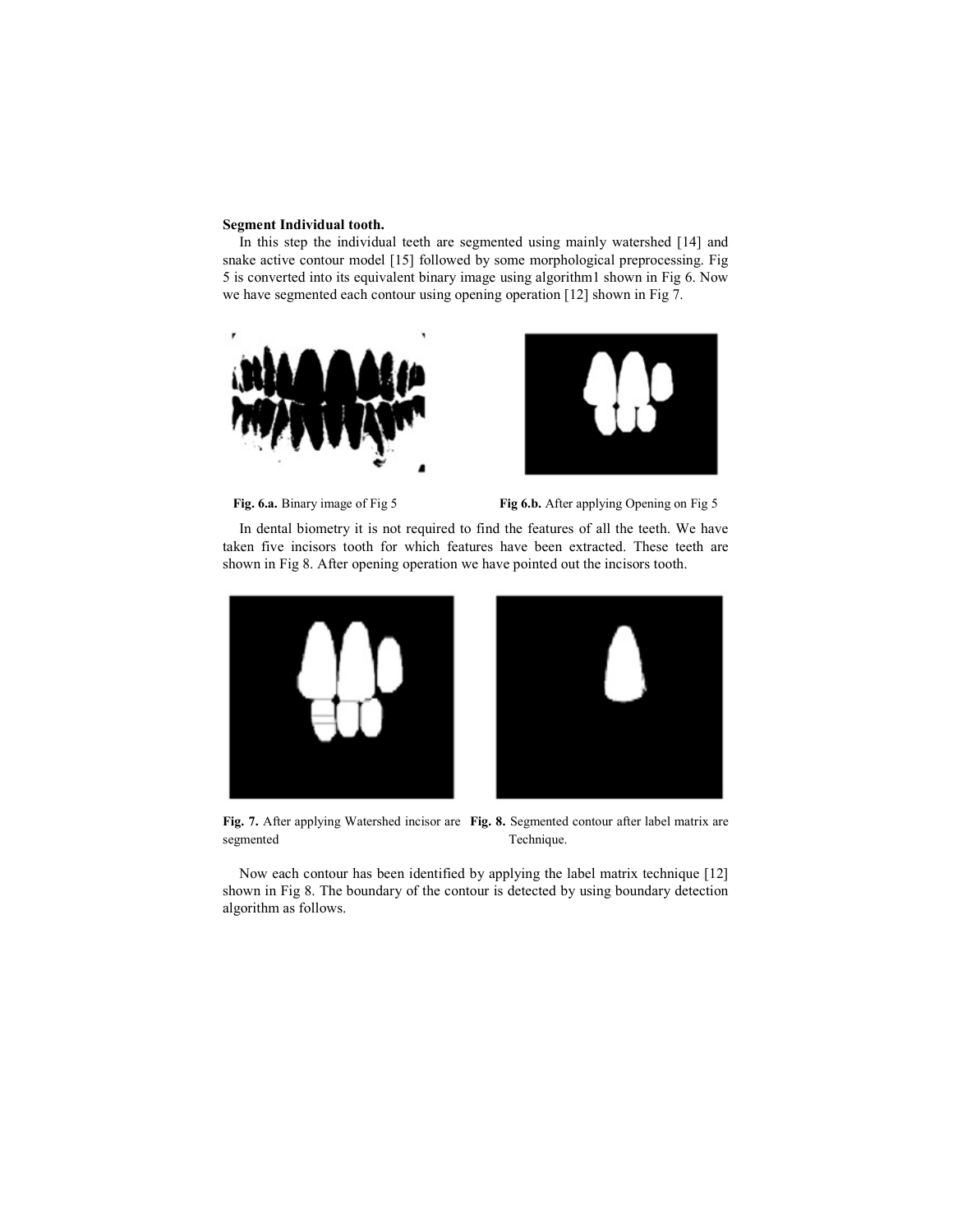**Segment Individual tooth.**

In this step the individual teeth are segmented using mainly watershed [14] and snake active contour model [15] followed by some morphological preprocessing. Fig 5 is converted into its equivalent binary image using algorithm1 shown in Fig 6. Now we have segmented each contour using opening operation [12] shown in Fig 7.

**Fig. 6.a.** Binary image of Fig 5

**Fig 6.b.** After applying Opening on Fig 5

In dental biometry it is not required to find the features of all the teeth. We have taken five incisors tooth for which features have been extracted. These teeth are shown in Fig 8. After opening operation we have pointed out the incisors tooth.

**Fig. 7.** After applying Watershed incisor are segmented

**Fig. 8.** Segmented contour after label matrix are Technique.

Now each contour has been identified by applying the label matrix technique [12] shown in Fig 8. The boundary of the contour is detected by using boundary detection algorithm as follows.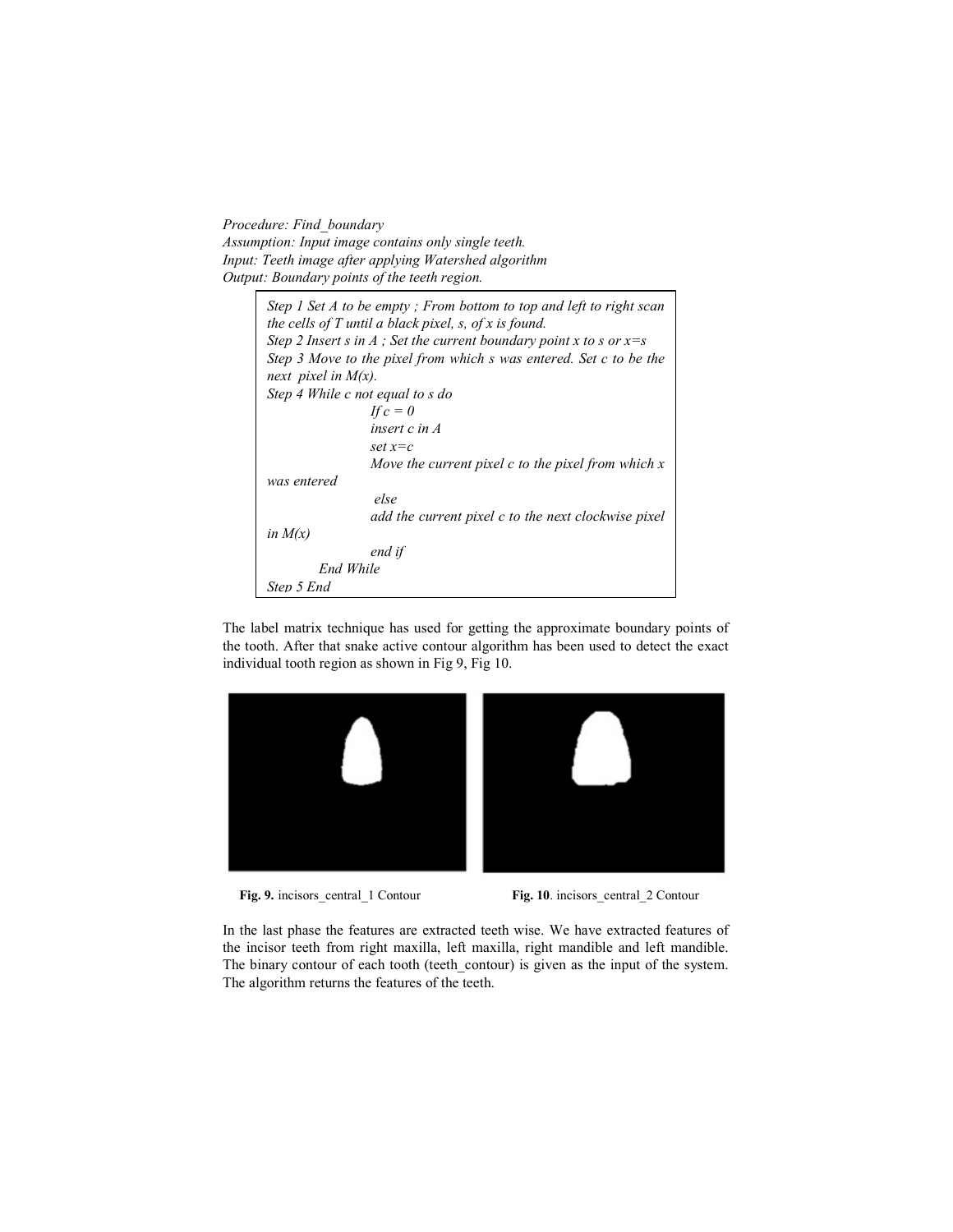*Procedure: Find_boundary*
*Assumption: Input image contains only single teeth.*
*Input: Teeth image after applying Watershed algorithm*
*Output: Boundary points of the teeth region.*

```
Step 1 Set A to be empty ; From bottom to top and left to right scan
the cells of T until a black pixel, s, of x is found.
Step 2 Insert s in A ; Set the current boundary point x to s or x=s
Step 3 Move to the pixel from which s was entered. Set c to be the
next  pixel in M(x).
Step 4 While c not equal to s do
                If c = 0
                insert c in A
                set x=c
                Move the current pixel c to the pixel from which x
was entered
                 else
                add the current pixel c to the next clockwise pixel
in M(x)
                end if
        End While
Step 5 End
```

The label matrix technique has used for getting the approximate boundary points of the tooth. After that snake active contour algorithm has been used to detect the exact individual tooth region as shown in Fig 9, Fig 10.

**Fig. 9.** incisors_central_1 Contour

**Fig. 10**. incisors_central_2 Contour

In the last phase the features are extracted teeth wise. We have extracted features of the incisor teeth from right maxilla, left maxilla, right mandible and left mandible. The binary contour of each tooth (teeth_contour) is given as the input of the system. The algorithm returns the features of the teeth.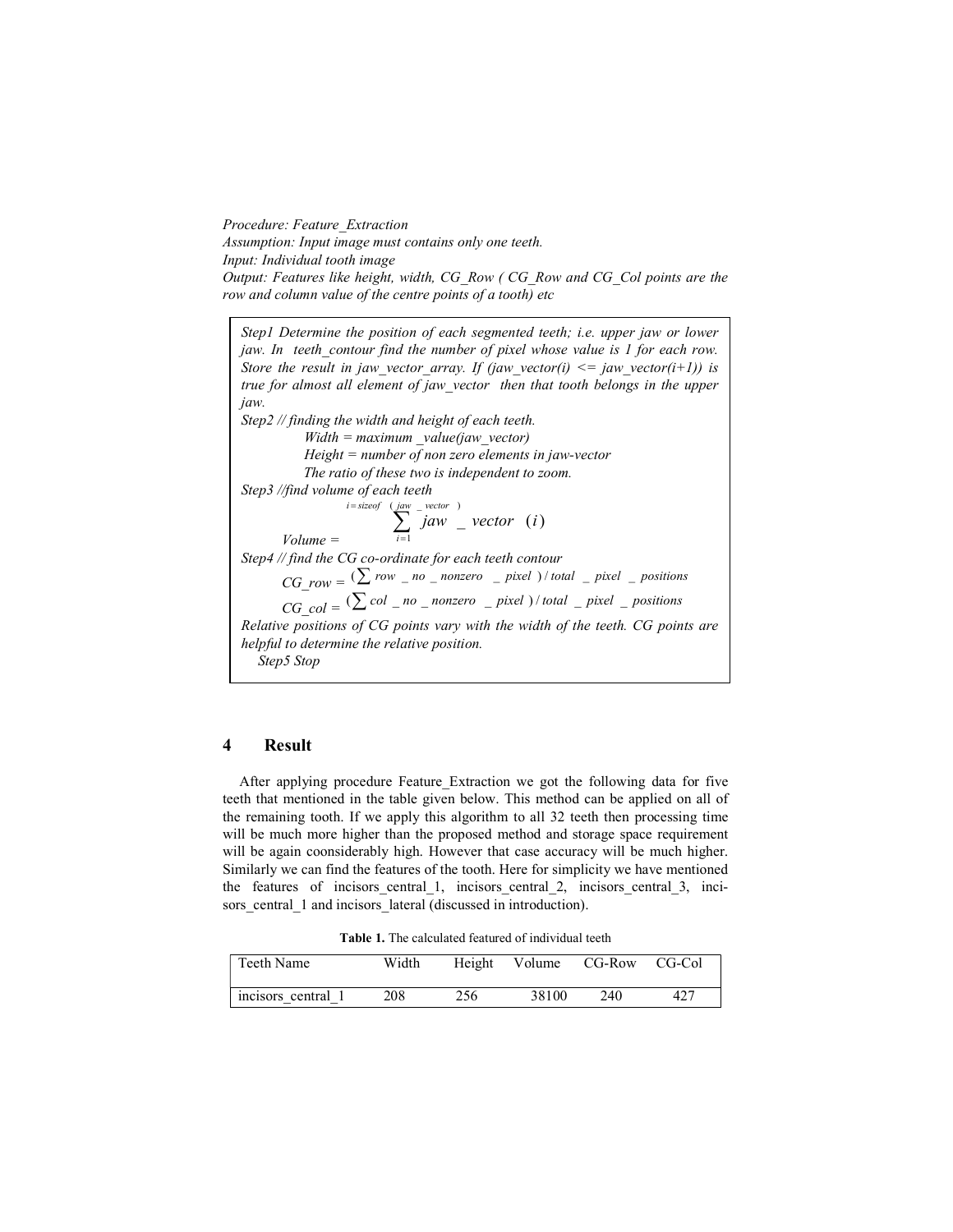*Procedure: Feature_Extraction*
*Assumption: Input image must contains only one teeth.*
*Input: Individual tooth image*
*Output: Features like height, width, CG_Row ( CG_Row and CG_Col points are the row and column value of the centre points of a tooth) etc*

*Step1 Determine the position of each segmented teeth; i.e. upper jaw or lower jaw. In teeth_contour find the number of pixel whose value is 1 for each row. Store the result in jaw_vector_array. If (jaw_vector(i) <= jaw_vector(i+1)) is true for almost all element of jaw_vector then that tooth belongs in the upper jaw.*
*Step2 // finding the width and height of each teeth.*
*Width = maximum _value(jaw_vector)*
*Height = number of non zero elements in jaw-vector*
*The ratio of these two is independent to zoom.*
*Step3 //find volume of each teeth*

$$Volume = \sum_{i=1}^{i=sizeof(jaw\_vector)} jaw\_vector(i)$$

*Step4 // find the CG co-ordinate for each teeth contour*

$$CG\_row = (\sum row\_no\_nonzero\_pixel)/total\_pixel\_positions$$

$$CG\_col = (\sum col\_no\_nonzero\_pixel)/total\_pixel\_positions$$

*Relative positions of CG points vary with the width of the teeth. CG points are helpful to determine the relative position.*
*Step5 Stop*

## 4 Result

After applying procedure Feature_Extraction we got the following data for five teeth that mentioned in the table given below. This method can be applied on all of the remaining tooth. If we apply this algorithm to all 32 teeth then processing time will be much more higher than the proposed method and storage space requirement will be again coonsiderably high. However that case accuracy will be much higher. Similarly we can find the features of the tooth. Here for simplicity we have mentioned the features of incisors_central_1, incisors_central_2, incisors_central_3, incisors_central_1 and incisors_lateral (discussed in introduction).

**Table 1.** The calculated featured of individual teeth

| Teeth Name | Width | Height | Volume | CG-Row | CG-Col |
|---|---|---|---|---|---|
| incisors_central_1 | 208 | 256 | 38100 | 240 | 427 |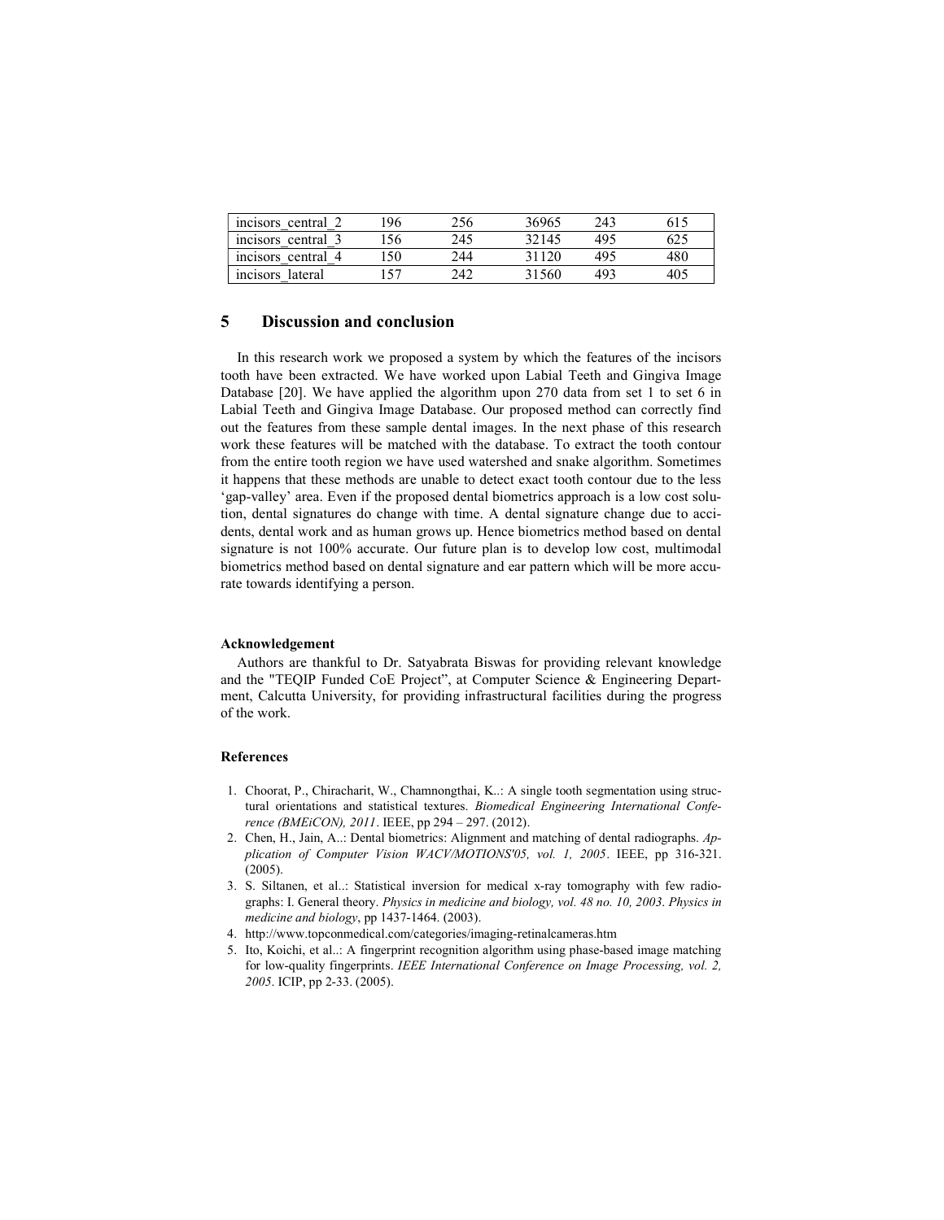| incisors_central_2 | 196 | 256 | 36965 | 243 | 615 |
|---|---|---|---|---|---|
| incisors_central_3 | 156 | 245 | 32145 | 495 | 625 |
| incisors_central_4 | 150 | 244 | 31120 | 495 | 480 |
| incisors_lateral | 157 | 242 | 31560 | 493 | 405 |

## 5 Discussion and conclusion

In this research work we proposed a system by which the features of the incisors tooth have been extracted. We have worked upon Labial Teeth and Gingiva Image Database [20]. We have applied the algorithm upon 270 data from set 1 to set 6 in Labial Teeth and Gingiva Image Database. Our proposed method can correctly find out the features from these sample dental images. In the next phase of this research work these features will be matched with the database. To extract the tooth contour from the entire tooth region we have used watershed and snake algorithm. Sometimes it happens that these methods are unable to detect exact tooth contour due to the less 'gap-valley' area. Even if the proposed dental biometrics approach is a low cost solution, dental signatures do change with time. A dental signature change due to accidents, dental work and as human grows up. Hence biometrics method based on dental signature is not 100% accurate. Our future plan is to develop low cost, multimodal biometrics method based on dental signature and ear pattern which will be more accurate towards identifying a person.

**Acknowledgement**

Authors are thankful to Dr. Satyabrata Biswas for providing relevant knowledge and the "TEQIP Funded CoE Project", at Computer Science & Engineering Department, Calcutta University, for providing infrastructural facilities during the progress of the work.

**References**

1. Choorat, P., Chiracharit, W., Chamnongthai, K..: A single tooth segmentation using structural orientations and statistical textures. *Biomedical Engineering International Conference (BMEiCON), 2011*. IEEE, pp 294 – 297. (2012).
2. Chen, H., Jain, A..: Dental biometrics: Alignment and matching of dental radiographs. *Application of Computer Vision WACV/MOTIONS'05, vol. 1, 2005*. IEEE, pp 316-321. (2005).
3. S. Siltanen, et al..: Statistical inversion for medical x-ray tomography with few radiographs: I. General theory. *Physics in medicine and biology, vol. 48 no. 10, 2003*. *Physics in medicine and biology*, pp 1437-1464. (2003).
4. http://www.topconmedical.com/categories/imaging-retinalcameras.htm
5. Ito, Koichi, et al..: A fingerprint recognition algorithm using phase-based image matching for low-quality fingerprints. *IEEE International Conference on Image Processing, vol. 2, 2005*. ICIP, pp 2-33. (2005).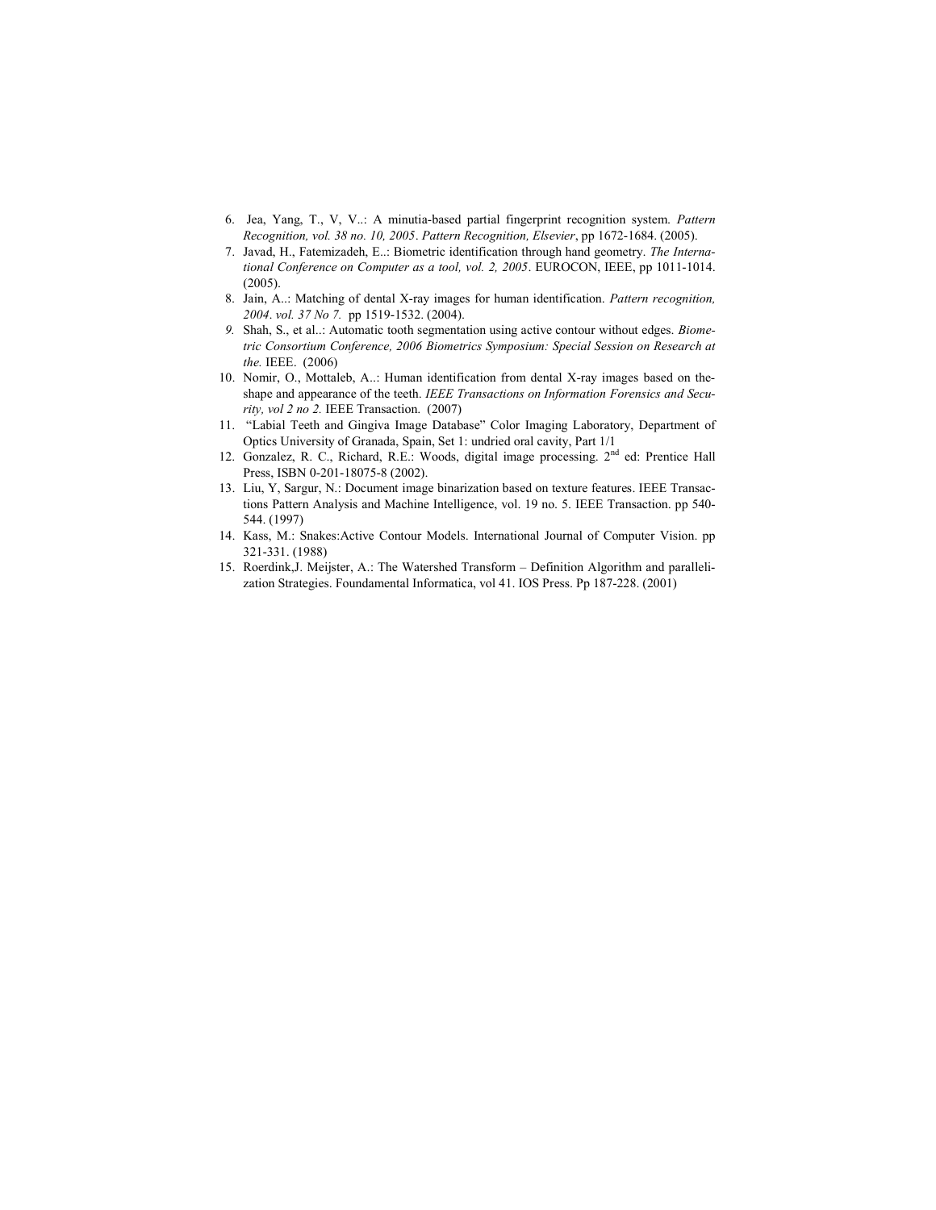6. Jea, Yang, T., V, V..: A minutia-based partial fingerprint recognition system. *Pattern Recognition, vol. 38 no. 10, 2005*. *Pattern Recognition, Elsevier*, pp 1672-1684. (2005).
7. Javad, H., Fatemizadeh, E..: Biometric identification through hand geometry. *The International Conference on Computer as a tool, vol. 2, 2005*. EUROCON, IEEE, pp 1011-1014. (2005).
8. Jain, A..: Matching of dental X-ray images for human identification. *Pattern recognition, 2004*. *vol. 37 No 7.* pp 1519-1532. (2004).
9. Shah, S., et al..: Automatic tooth segmentation using active contour without edges. *Biometric Consortium Conference, 2006 Biometrics Symposium: Special Session on Research at the.* IEEE. (2006)
10. Nomir, O., Mottaleb, A..: Human identification from dental X-ray images based on the-shape and appearance of the teeth. *IEEE Transactions on Information Forensics and Security, vol 2 no 2.* IEEE Transaction. (2007)
11. "Labial Teeth and Gingiva Image Database" Color Imaging Laboratory, Department of Optics University of Granada, Spain, Set 1: undried oral cavity, Part 1/1
12. Gonzalez, R. C., Richard, R.E.: Woods, digital image processing. 2nd ed: Prentice Hall Press, ISBN 0-201-18075-8 (2002).
13. Liu, Y, Sargur, N.: Document image binarization based on texture features. IEEE Transactions Pattern Analysis and Machine Intelligence, vol. 19 no. 5. IEEE Transaction. pp 540-544. (1997)
14. Kass, M.: Snakes:Active Contour Models. International Journal of Computer Vision. pp 321-331. (1988)
15. Roerdink,J. Meijster, A.: The Watershed Transform – Definition Algorithm and parallelization Strategies. Foundamental Informatica, vol 41. IOS Press. Pp 187-228. (2001)